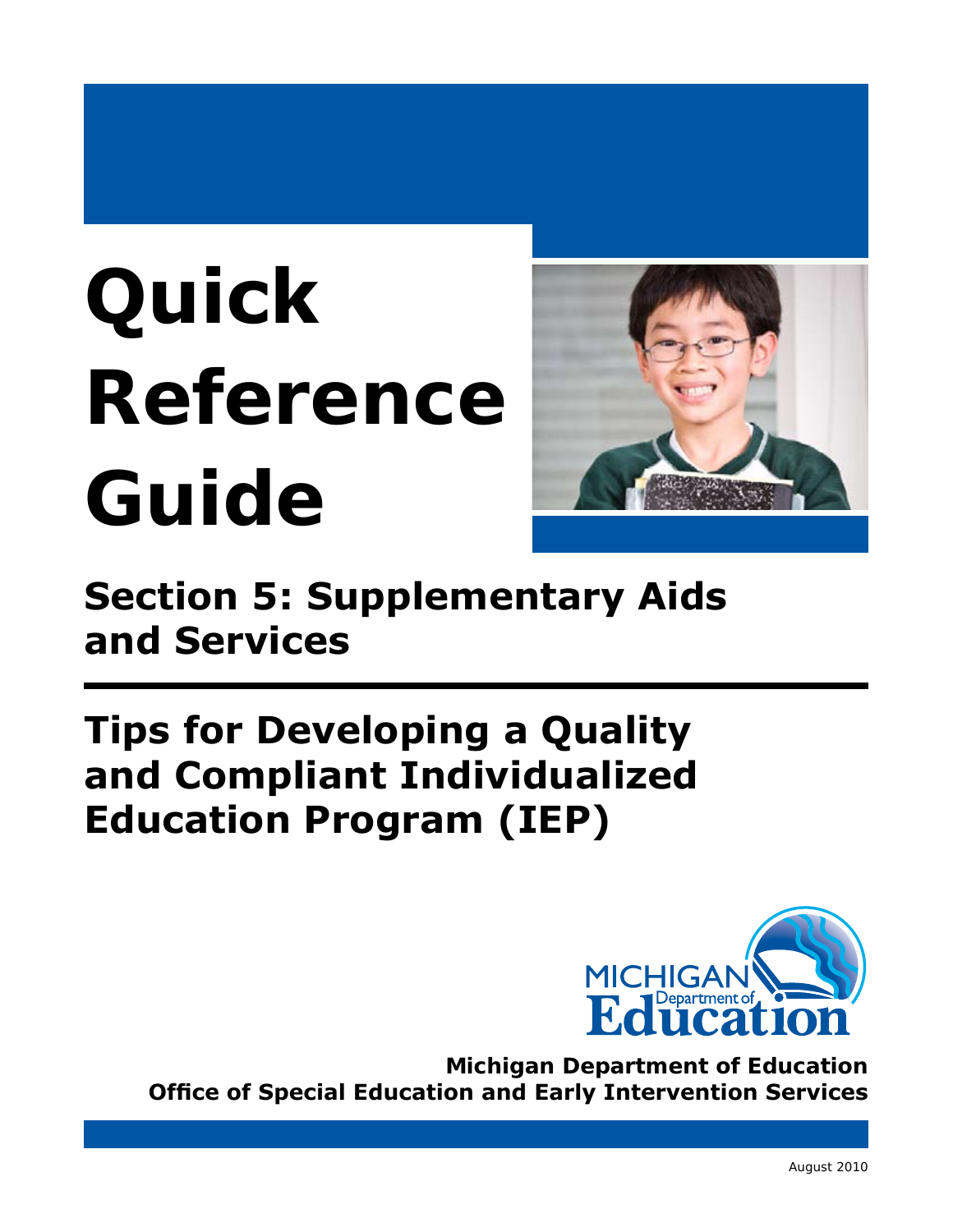# Quick Reference Guide

## Section 5: Supplementary Aids and Services

## Tips for Developing a Quality and Compliant Individualized Education Program (IEP)

MICHIGAN Department of Education

**Michigan Department of Education**
**Office of Special Education and Early Intervention Services**

August 2010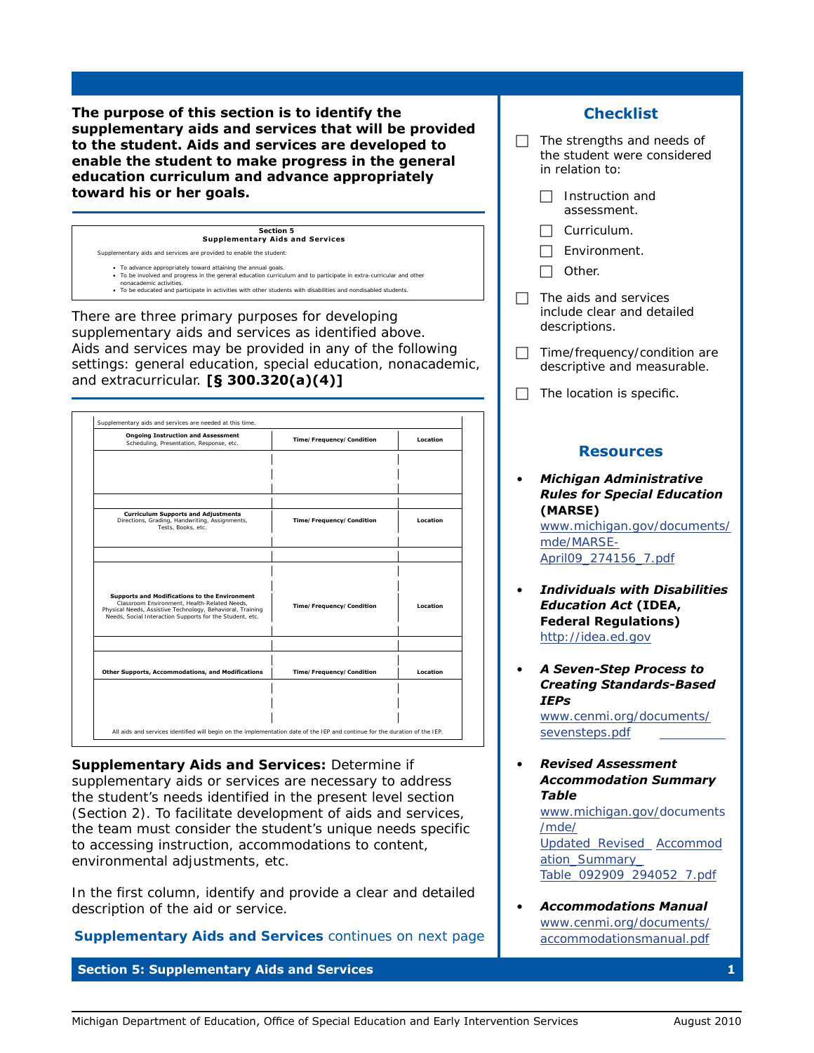**The purpose of this section is to identify the supplementary aids and services that will be provided to the student. Aids and services are developed to enable the student to make progress in the general education curriculum and advance appropriately toward his or her goals.**

**Section 5**
**Supplementary Aids and Services**

Supplementary aids and services are provided to enable the student:

- To advance appropriately toward attaining the annual goals.
- To be involved and progress in the general education curriculum and to participate in extra-curricular and other nonacademic activities.
- To be educated and participate in activities with other students with disabilities and nondisabled students.

There are three primary purposes for developing supplementary aids and services as identified above. Aids and services may be provided in any of the following settings: general education, special education, nonacademic, and extracurricular. **[§ 300.320(a)(4)]**

Supplementary aids and services are needed at this time.

| | | |
|---|---|---|
| **Ongoing Instruction and Assessment** Scheduling, Presentation, Response, etc. | **Time/Frequency/Condition** | **Location** |
| | | |
| | | |
| **Curriculum Supports and Adjustments** Directions, Grading, Handwriting, Assignments, Tests, Books, etc. | **Time/Frequency/Condition** | **Location** |
| | | |
| | | |
| **Supports and Modifications to the Environment** Classroom Environment, Health-Related Needs, Physical Needs, Assistive Technology, Behavioral, Training Needs, Social Interaction Supports for the Student, etc. | **Time/Frequency/Condition** | **Location** |
| | | |
| | | |
| **Other Supports, Accommodations, and Modifications** | **Time/Frequency/Condition** | **Location** |
| | | |
| | | |

All aids and services identified will begin on the implementation date of the IEP and continue for the duration of the IEP.

**Supplementary Aids and Services:** Determine if supplementary aids or services are necessary to address the student's needs identified in the present level section (Section 2). To facilitate development of aids and services, the team must consider the student's unique needs specific to accessing instruction, accommodations to content, environmental adjustments, etc.

In the first column, identify and provide a clear and detailed description of the aid or service.

**Supplementary Aids and Services** continues on next page

## Checklist

- ☐ The strengths and needs of the student were considered in relation to:
  - ☐ Instruction and assessment.
  - ☐ Curriculum.
  - ☐ Environment.
  - ☐ Other.
- ☐ The aids and services include clear and detailed descriptions.
- ☐ Time/frequency/condition are descriptive and measurable.
- ☐ The location is specific.

## Resources

- ***Michigan Administrative Rules for Special Education* (MARSE)**
  www.michigan.gov/documents/mde/MARSE-April09_274156_7.pdf
- ***Individuals with Disabilities Education Act* (IDEA, Federal Regulations)**
  http://idea.ed.gov
- ***A Seven-Step Process to Creating Standards-Based IEPs***
  www.cenmi.org/documents/sevensteps.pdf
- ***Revised Assessment Accommodation Summary Table***
  www.michigan.gov/documents/mde/Updated_Revised_Accommodation_Summary_Table_092909_294052_7.pdf
- ***Accommodations Manual***
  www.cenmi.org/documents/accommodationsmanual.pdf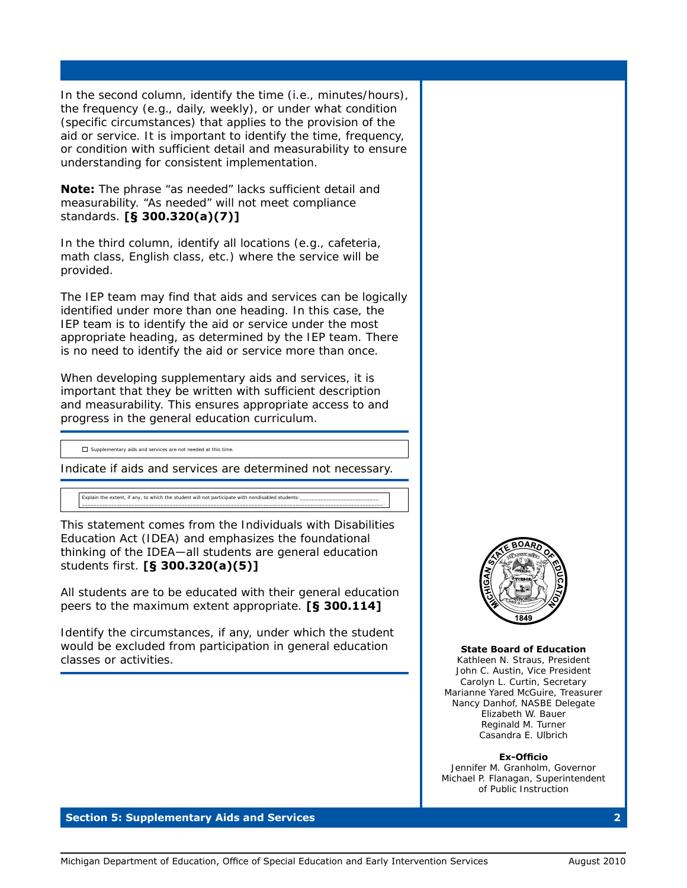In the second column, identify the time (i.e., minutes/hours), the frequency (e.g., daily, weekly), or under what condition (specific circumstances) that applies to the provision of the aid or service. It is important to identify the time, frequency, or condition with sufficient detail and measurability to ensure understanding for consistent implementation.

**Note:** The phrase "as needed" lacks sufficient detail and measurability. "As needed" will not meet compliance standards. **[§ 300.320(a)(7)]**

In the third column, identify all locations (e.g., cafeteria, math class, English class, etc.) where the service will be provided.

The IEP team may find that aids and services can be logically identified under more than one heading. In this case, the IEP team is to identify the aid or service under the most appropriate heading, as determined by the IEP team. There is no need to identify the aid or service more than once.

When developing supplementary aids and services, it is important that they be written with sufficient description and measurability. This ensures appropriate access to and progress in the general education curriculum.

☐ Supplementary aids and services are not needed at this time.

Indicate if aids and services are determined not necessary.

Explain the extent, if any, to which the student will not participate with nondisabled students: ___________________________

This statement comes from the Individuals with Disabilities Education Act (IDEA) and emphasizes the foundational thinking of the IDEA—all students are general education students first. **[§ 300.320(a)(5)]**

All students are to be educated with their general education peers to the maximum extent appropriate. **[§ 300.114]**

Identify the circumstances, if any, under which the student would be excluded from participation in general education classes or activities.

**State Board of Education**
Kathleen N. Straus, President
John C. Austin, Vice President
Carolyn L. Curtin, Secretary
Marianne Yared McGuire, Treasurer
Nancy Danhof, NASBE Delegate
Elizabeth W. Bauer
Reginald M. Turner
Casandra E. Ulbrich

**Ex-Officio**
Jennifer M. Granholm, Governor
Michael P. Flanagan, Superintendent of Public Instruction